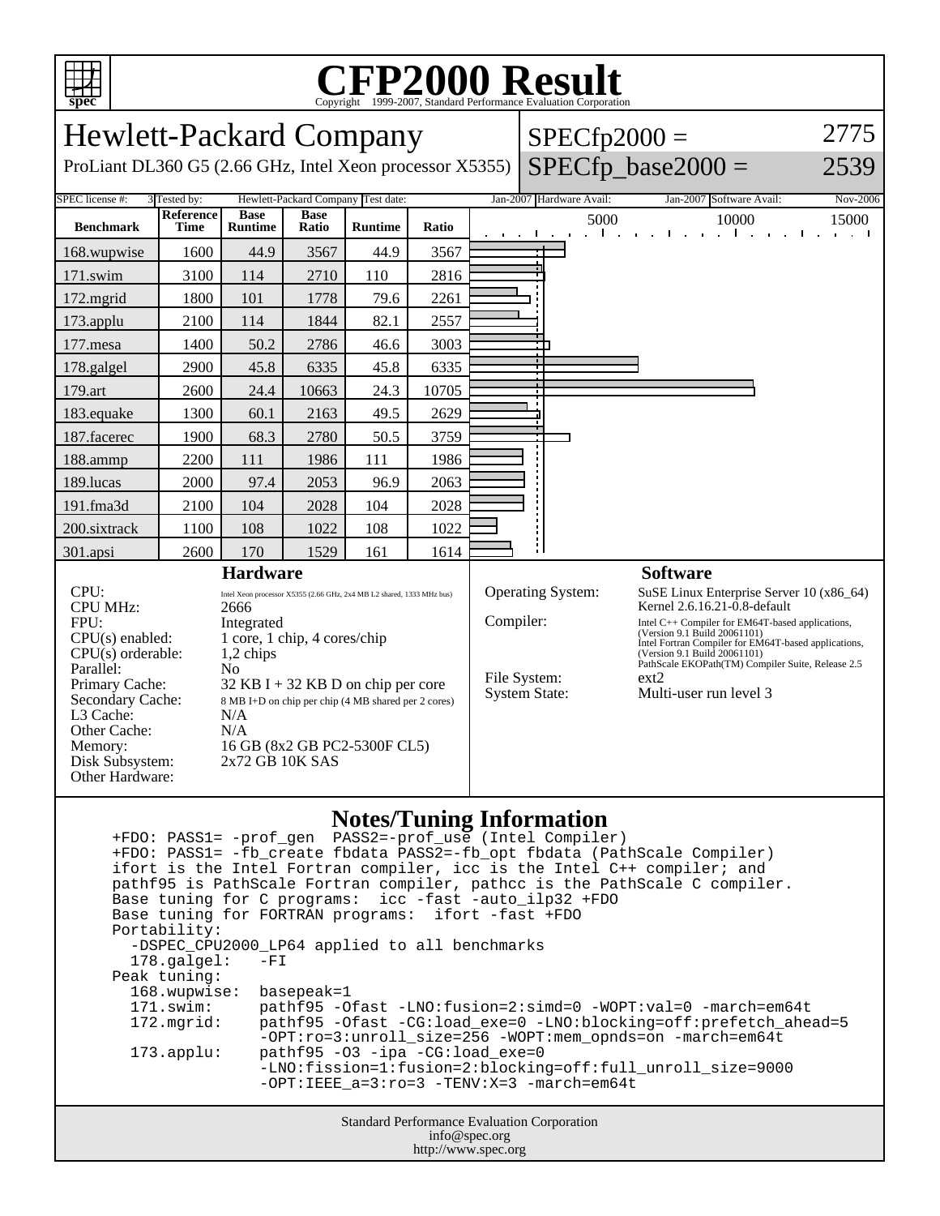# CFP2000 Result

Copyright 1999-2007, Standard Performance Evaluation Corporation

## Hewlett-Packard Company

ProLiant DL360 G5 (2.66 GHz, Intel Xeon processor X5355)

SPECfp2000 = 2775

SPECfp_base2000 = 2539

SPEC license #: 3 | Tested by: Hewlett-Packard Company | Test date: Jan-2007 | Hardware Avail: Jan-2007 | Software Avail: Nov-2006

| Benchmark | Reference Time | Base Runtime | Base Ratio | Runtime | Ratio |
|---|---|---|---|---|---|
| 168.wupwise | 1600 | 44.9 | 3567 | 44.9 | 3567 |
| 171.swim | 3100 | 114 | 2710 | 110 | 2816 |
| 172.mgrid | 1800 | 101 | 1778 | 79.6 | 2261 |
| 173.applu | 2100 | 114 | 1844 | 82.1 | 2557 |
| 177.mesa | 1400 | 50.2 | 2786 | 46.6 | 3003 |
| 178.galgel | 2900 | 45.8 | 6335 | 45.8 | 6335 |
| 179.art | 2600 | 24.4 | 10663 | 24.3 | 10705 |
| 183.equake | 1300 | 60.1 | 2163 | 49.5 | 2629 |
| 187.facerec | 1900 | 68.3 | 2780 | 50.5 | 3759 |
| 188.ammp | 2200 | 111 | 1986 | 111 | 1986 |
| 189.lucas | 2000 | 97.4 | 2053 | 96.9 | 2063 |
| 191.fma3d | 2100 | 104 | 2028 | 104 | 2028 |
| 200.sixtrack | 1100 | 108 | 1022 | 108 | 1022 |
| 301.apsi | 2600 | 170 | 1529 | 161 | 1614 |

### Hardware

| | |
|---|---|
| CPU: | Intel Xeon processor X5355 (2.66 GHz, 2x4 MB L2 shared, 1333 MHz bus) |
| CPU MHz: | 2666 |
| FPU: | Integrated |
| CPU(s) enabled: | 1 core, 1 chip, 4 cores/chip |
| CPU(s) orderable: | 1,2 chips |
| Parallel: | No |
| Primary Cache: | 32 KB I + 32 KB D on chip per core |
| Secondary Cache: | 8 MB I+D on chip per chip (4 MB shared per 2 cores) |
| L3 Cache: | N/A |
| Other Cache: | N/A |
| Memory: | 16 GB (8x2 GB PC2-5300F CL5) |
| Disk Subsystem: | 2x72 GB 10K SAS |
| Other Hardware: | |

### Software

| | |
|---|---|
| Operating System: | SuSE Linux Enterprise Server 10 (x86_64) Kernel 2.6.16.21-0.8-default |
| Compiler: | Intel C++ Compiler for EM64T-based applications, (Version 9.1 Build 20061101) Intel Fortran Compiler for EM64T-based applications, (Version 9.1 Build 20061101) PathScale EKOPath(TM) Compiler Suite, Release 2.5 |
| File System: | ext2 |
| System State: | Multi-user run level 3 |

### Notes/Tuning Information

```
+FDO: PASS1= -prof_gen  PASS2=-prof_use (Intel Compiler)
+FDO: PASS1= -fb_create fbdata PASS2=-fb_opt fbdata (PathScale Compiler)
ifort is the Intel Fortran compiler, icc is the Intel C++ compiler; and
pathf95 is PathScale Fortran compiler, pathcc is the PathScale C compiler.
Base tuning for C programs:  icc -fast -auto_ilp32 +FDO
Base tuning for FORTRAN programs:  ifort -fast +FDO
Portability:
  -DSPEC_CPU2000_LP64 applied to all benchmarks
  178.galgel:   -FI
Peak tuning:
  168.wupwise:  basepeak=1
  171.swim:     pathf95 -Ofast -LNO:fusion=2:simd=0 -WOPT:val=0 -march=em64t
  172.mgrid:    pathf95 -Ofast -CG:load_exe=0 -LNO:blocking=off:prefetch_ahead=5
                -OPT:ro=3:unroll_size=256 -WOPT:mem_opnds=on -march=em64t
  173.applu:    pathf95 -O3 -ipa -CG:load_exe=0
                -LNO:fission=1:fusion=2:blocking=off:full_unroll_size=9000
                -OPT:IEEE_a=3:ro=3 -TENV:X=3 -march=em64t
```

Standard Performance Evaluation Corporation
info@spec.org
http://www.spec.org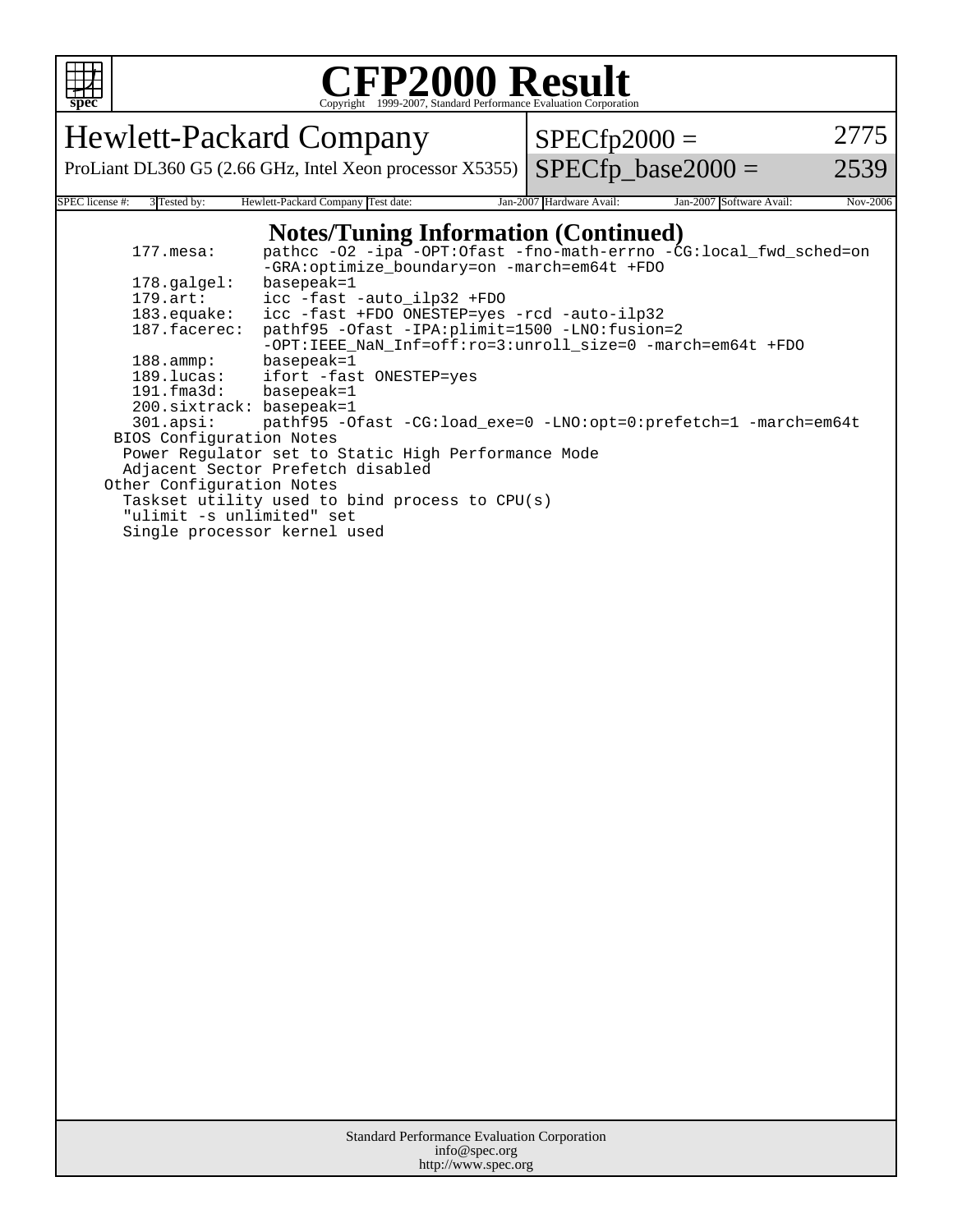# CFP2000 Result

Copyright 1999-2007, Standard Performance Evaluation Corporation

**Hewlett-Packard Company**

ProLiant DL360 G5 (2.66 GHz, Intel Xeon processor X5355)

SPECfp2000 = 2775

SPECfp_base2000 = 2539

| SPEC license #: | 3 | Tested by: | Hewlett-Packard Company | Test date: | Jan-2007 | Hardware Avail: | Jan-2007 | Software Avail: | Nov-2006 |
|---|---|---|---|---|---|---|---|---|---|

## Notes/Tuning Information (Continued)

```
    177.mesa:      pathcc -O2 -ipa -OPT:Ofast -fno-math-errno -CG:local_fwd_sched=on
                   -GRA:optimize_boundary=on -march=em64t +FDO
    178.galgel:    basepeak=1
    179.art:       icc -fast -auto_ilp32 +FDO
    183.equake:    icc -fast +FDO ONESTEP=yes -rcd -auto-ilp32
    187.facerec:   pathf95 -Ofast -IPA:plimit=1500 -LNO:fusion=2
                   -OPT:IEEE_NaN_Inf=off:ro=3:unroll_size=0 -march=em64t +FDO
    188.ammp:      basepeak=1
    189.lucas:     ifort -fast ONESTEP=yes
    191.fma3d:     basepeak=1
    200.sixtrack:  basepeak=1
    301.apsi:      pathf95 -Ofast -CG:load_exe=0 -LNO:opt=0:prefetch=1 -march=em64t
  BIOS Configuration Notes
    Power Regulator set to Static High Performance Mode
    Adjacent Sector Prefetch disabled
  Other Configuration Notes
    Taskset utility used to bind process to CPU(s)
    "ulimit -s unlimited" set
    Single processor kernel used
```

Standard Performance Evaluation Corporation
info@spec.org
http://www.spec.org